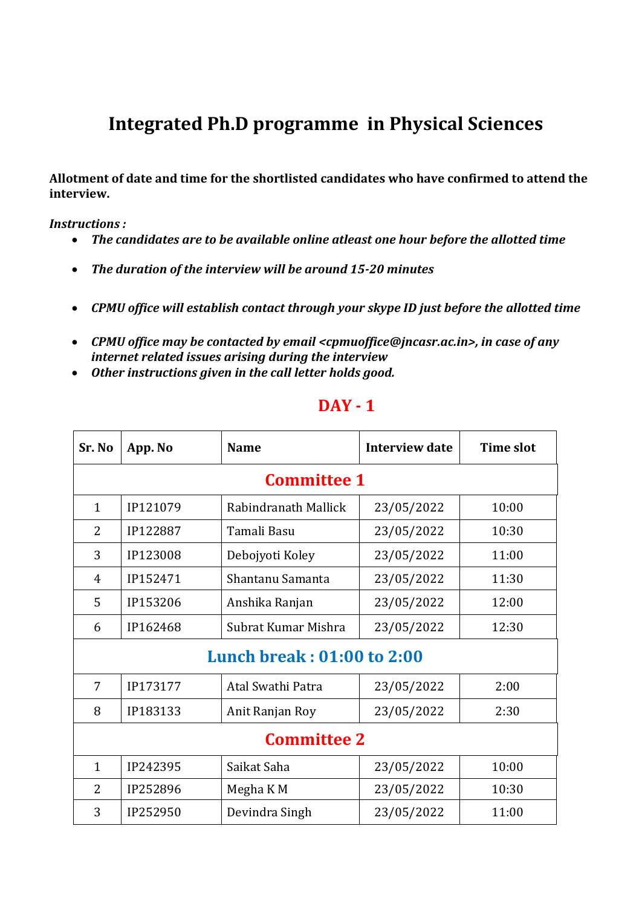# Integrated Ph.D programme in Physical Sciences

**Allotment of date and time for the shortlisted candidates who have confirmed to attend the interview.**

***Instructions :***

- ***The candidates are to be available online atleast one hour before the allotted time***
- ***The duration of the interview will be around 15-20 minutes***
- ***CPMU office will establish contact through your skype ID just before the allotted time***
- ***CPMU office may be contacted by email <cpmuoffice@jncasr.ac.in>, in case of any internet related issues arising during the interview***
- ***Other instructions given in the call letter holds good.***

## DAY - 1

| Sr. No | App. No | Name | Interview date | Time slot |
|---|---|---|---|---|
| **Committee 1** | | | | |
| 1 | IP121079 | Rabindranath Mallick | 23/05/2022 | 10:00 |
| 2 | IP122887 | Tamali Basu | 23/05/2022 | 10:30 |
| 3 | IP123008 | Debojyoti Koley | 23/05/2022 | 11:00 |
| 4 | IP152471 | Shantanu Samanta | 23/05/2022 | 11:30 |
| 5 | IP153206 | Anshika Ranjan | 23/05/2022 | 12:00 |
| 6 | IP162468 | Subrat Kumar Mishra | 23/05/2022 | 12:30 |
| **Lunch break : 01:00 to 2:00** | | | | |
| 7 | IP173177 | Atal Swathi Patra | 23/05/2022 | 2:00 |
| 8 | IP183133 | Anit Ranjan Roy | 23/05/2022 | 2:30 |
| **Committee 2** | | | | |
| 1 | IP242395 | Saikat Saha | 23/05/2022 | 10:00 |
| 2 | IP252896 | Megha K M | 23/05/2022 | 10:30 |
| 3 | IP252950 | Devindra Singh | 23/05/2022 | 11:00 |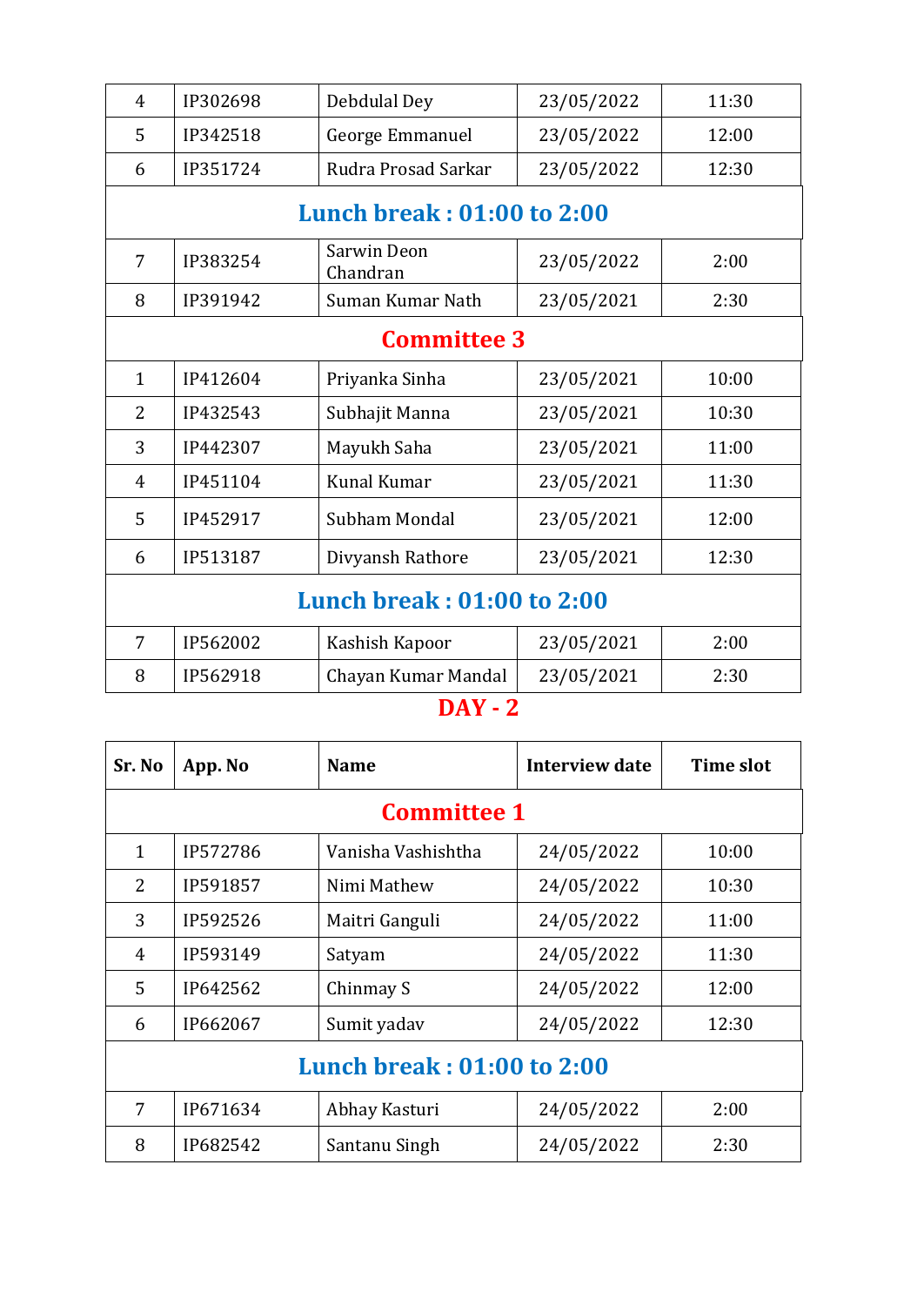| | | | | |
|---|---|---|---|---|
| 4 | IP302698 | Debdulal Dey | 23/05/2022 | 11:30 |
| 5 | IP342518 | George Emmanuel | 23/05/2022 | 12:00 |
| 6 | IP351724 | Rudra Prosad Sarkar | 23/05/2022 | 12:30 |
| **Lunch break : 01:00 to 2:00** | | | | |
| 7 | IP383254 | Sarwin Deon Chandran | 23/05/2022 | 2:00 |
| 8 | IP391942 | Suman Kumar Nath | 23/05/2021 | 2:30 |
| **Committee 3** | | | | |
| 1 | IP412604 | Priyanka Sinha | 23/05/2021 | 10:00 |
| 2 | IP432543 | Subhajit Manna | 23/05/2021 | 10:30 |
| 3 | IP442307 | Mayukh Saha | 23/05/2021 | 11:00 |
| 4 | IP451104 | Kunal Kumar | 23/05/2021 | 11:30 |
| 5 | IP452917 | Subham Mondal | 23/05/2021 | 12:00 |
| 6 | IP513187 | Divyansh Rathore | 23/05/2021 | 12:30 |
| **Lunch break : 01:00 to 2:00** | | | | |
| 7 | IP562002 | Kashish Kapoor | 23/05/2021 | 2:00 |
| 8 | IP562918 | Chayan Kumar Mandal | 23/05/2021 | 2:30 |

## DAY - 2

| Sr. No | App. No | Name | Interview date | Time slot |
|---|---|---|---|---|
| **Committee 1** | | | | |
| 1 | IP572786 | Vanisha Vashishtha | 24/05/2022 | 10:00 |
| 2 | IP591857 | Nimi Mathew | 24/05/2022 | 10:30 |
| 3 | IP592526 | Maitri Ganguli | 24/05/2022 | 11:00 |
| 4 | IP593149 | Satyam | 24/05/2022 | 11:30 |
| 5 | IP642562 | Chinmay S | 24/05/2022 | 12:00 |
| 6 | IP662067 | Sumit yadav | 24/05/2022 | 12:30 |
| **Lunch break : 01:00 to 2:00** | | | | |
| 7 | IP671634 | Abhay Kasturi | 24/05/2022 | 2:00 |
| 8 | IP682542 | Santanu Singh | 24/05/2022 | 2:30 |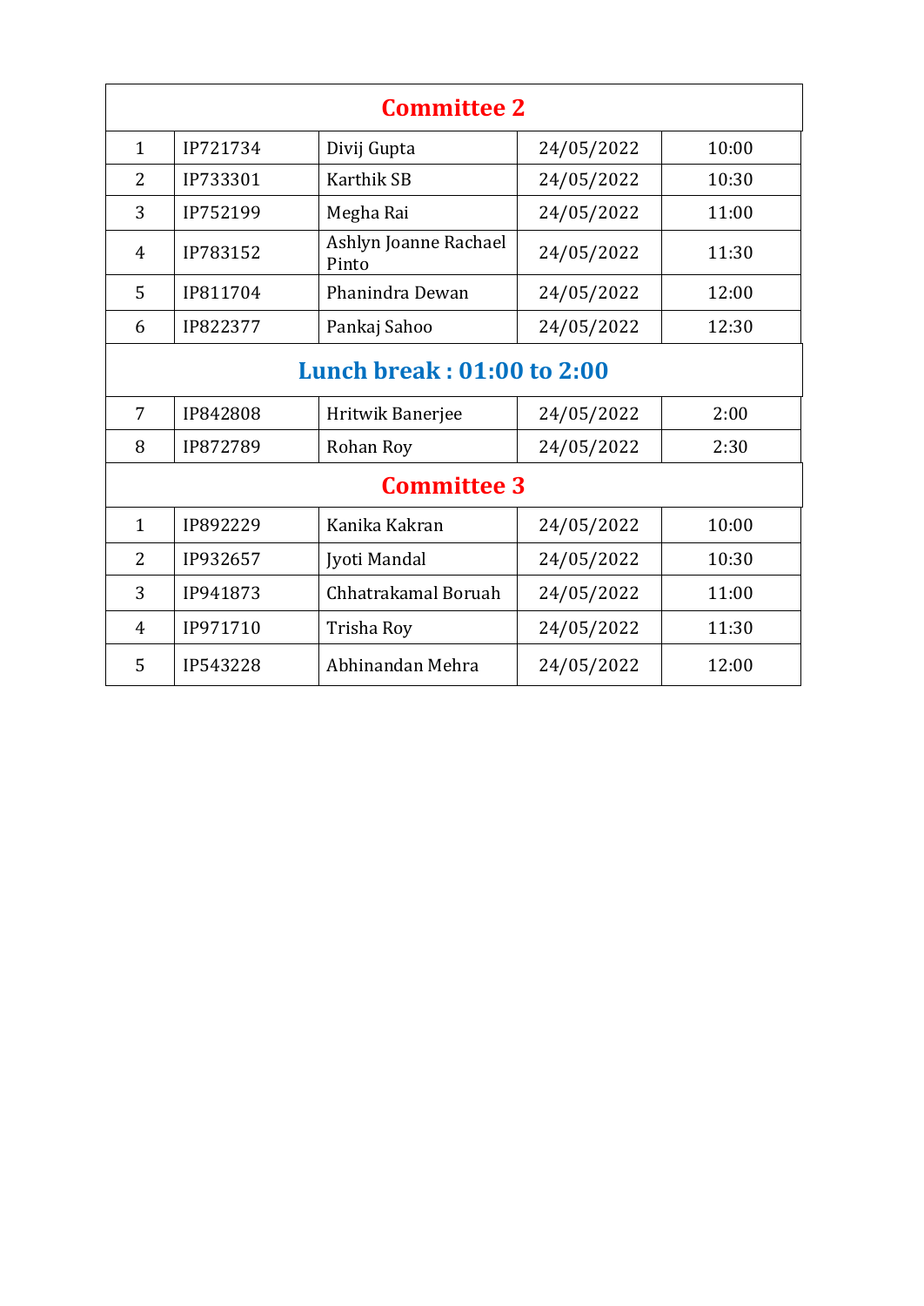| | | | | |
|---|---|---|---|---|
| **Committee 2** | | | | |
| 1 | IP721734 | Divij Gupta | 24/05/2022 | 10:00 |
| 2 | IP733301 | Karthik SB | 24/05/2022 | 10:30 |
| 3 | IP752199 | Megha Rai | 24/05/2022 | 11:00 |
| 4 | IP783152 | Ashlyn Joanne Rachael Pinto | 24/05/2022 | 11:30 |
| 5 | IP811704 | Phanindra Dewan | 24/05/2022 | 12:00 |
| 6 | IP822377 | Pankaj Sahoo | 24/05/2022 | 12:30 |
| **Lunch break : 01:00 to 2:00** | | | | |
| 7 | IP842808 | Hritwik Banerjee | 24/05/2022 | 2:00 |
| 8 | IP872789 | Rohan Roy | 24/05/2022 | 2:30 |
| **Committee 3** | | | | |
| 1 | IP892229 | Kanika Kakran | 24/05/2022 | 10:00 |
| 2 | IP932657 | Jyoti Mandal | 24/05/2022 | 10:30 |
| 3 | IP941873 | Chhatrakamal Boruah | 24/05/2022 | 11:00 |
| 4 | IP971710 | Trisha Roy | 24/05/2022 | 11:30 |
| 5 | IP543228 | Abhinandan Mehra | 24/05/2022 | 12:00 |